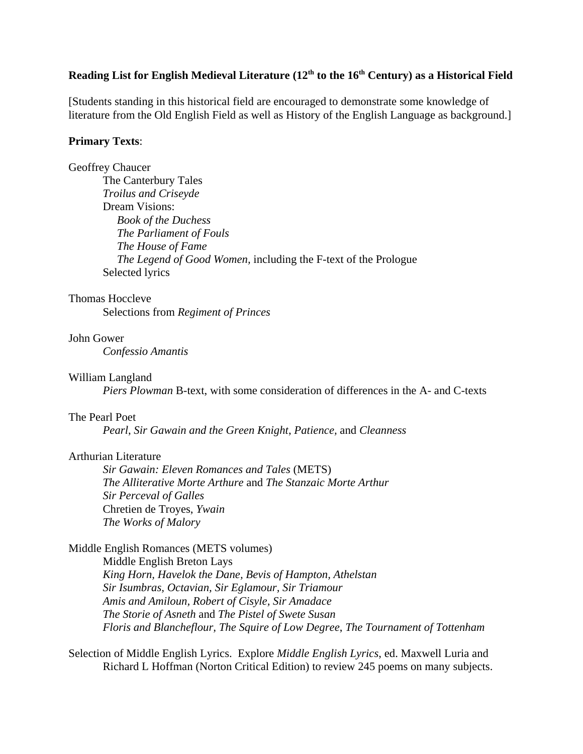**Reading List for English Medieval Literature (12th to the 16th Century) as a Historical Field**

[Students standing in this historical field are encouraged to demonstrate some knowledge of literature from the Old English Field as well as History of the English Language as background.]

**Primary Texts**:

Geoffrey Chaucer
- The Canterbury Tales
- *Troilus and Criseyde*
- Dream Visions:
  - *Book of the Duchess*
  - *The Parliament of Fouls*
  - *The House of Fame*
  - *The Legend of Good Women*, including the F-text of the Prologue
- Selected lyrics

Thomas Hoccleve
- Selections from *Regiment of Princes*

John Gower
- *Confessio Amantis*

William Langland
- *Piers Plowman* B-text, with some consideration of differences in the A- and C-texts

The Pearl Poet
- *Pearl*, *Sir Gawain and the Green Knight*, *Patience,* and *Cleanness*

Arthurian Literature
- *Sir Gawain: Eleven Romances and Tales* (METS)
- *The Alliterative Morte Arthure* and *The Stanzaic Morte Arthur*
- *Sir Perceval of Galles*
- Chretien de Troyes, *Ywain*
- *The Works of Malory*

Middle English Romances (METS volumes)
- Middle English Breton Lays
- *King Horn, Havelok the Dane, Bevis of Hampton, Athelstan*
- *Sir Isumbras, Octavian, Sir Eglamour, Sir Triamour*
- *Amis and Amiloun, Robert of Cisyle, Sir Amadace*
- *The Storie of Asneth* and *The Pistel of Swete Susan*
- *Floris and Blancheflour, The Squire of Low Degree*, *The Tournament of Tottenham*

Selection of Middle English Lyrics. Explore *Middle English Lyrics*, ed. Maxwell Luria and Richard L Hoffman (Norton Critical Edition) to review 245 poems on many subjects.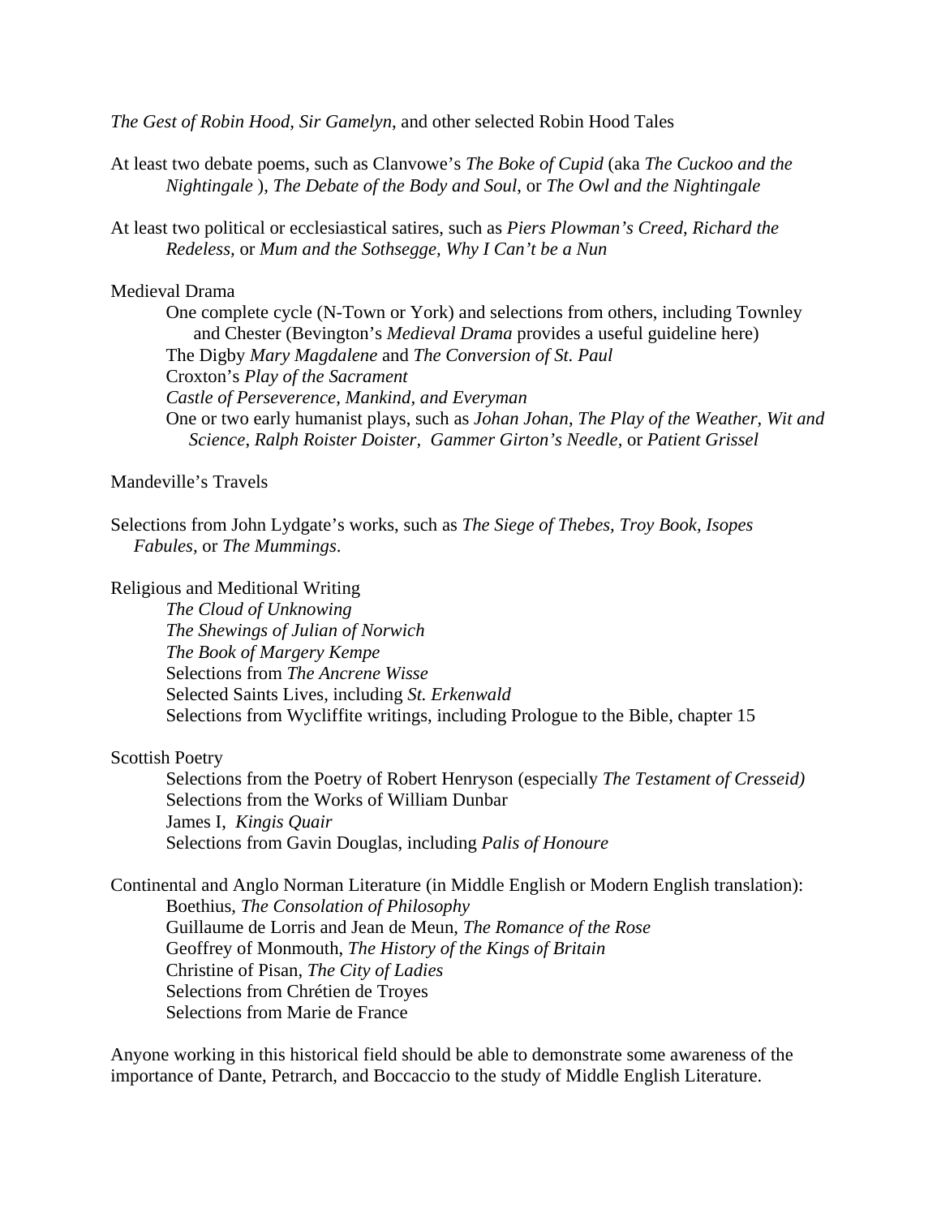*The Gest of Robin Hood, Sir Gamelyn*, and other selected Robin Hood Tales

At least two debate poems, such as Clanvowe's *The Boke of Cupid* (aka *The Cuckoo and the Nightingale* ), *The Debate of the Body and Soul*, or *The Owl and the Nightingale*

At least two political or ecclesiastical satires, such as *Piers Plowman's Creed*, *Richard the Redeless,* or *Mum and the Sothsegge, Why I Can't be a Nun*

Medieval Drama

- One complete cycle (N-Town or York) and selections from others, including Townley and Chester (Bevington's *Medieval Drama* provides a useful guideline here)
- The Digby *Mary Magdalene* and *The Conversion of St. Paul*
- Croxton's *Play of the Sacrament*
- *Castle of Perseverence, Mankind, and Everyman*
- One or two early humanist plays, such as *Johan Johan*, *The Play of the Weather, Wit and Science*, *Ralph Roister Doister, Gammer Girton's Needle,* or *Patient Grissel*

Mandeville's Travels

Selections from John Lydgate's works, such as *The Siege of Thebes, Troy Book, Isopes Fabules,* or *The Mummings*.

Religious and Meditional Writing

- *The Cloud of Unknowing*
- *The Shewings of Julian of Norwich*
- *The Book of Margery Kempe*
- Selections from *The Ancrene Wisse*
- Selected Saints Lives, including *St. Erkenwald*
- Selections from Wycliffite writings, including Prologue to the Bible, chapter 15

Scottish Poetry

- Selections from the Poetry of Robert Henryson (especially *The Testament of Cresseid)*
- Selections from the Works of William Dunbar
- James I, *Kingis Quair*
- Selections from Gavin Douglas, including *Palis of Honoure*

Continental and Anglo Norman Literature (in Middle English or Modern English translation):

- Boethius, *The Consolation of Philosophy*
- Guillaume de Lorris and Jean de Meun, *The Romance of the Rose*
- Geoffrey of Monmouth, *The History of the Kings of Britain*
- Christine of Pisan, *The City of Ladies*
- Selections from Chrétien de Troyes
- Selections from Marie de France

Anyone working in this historical field should be able to demonstrate some awareness of the importance of Dante, Petrarch, and Boccaccio to the study of Middle English Literature.